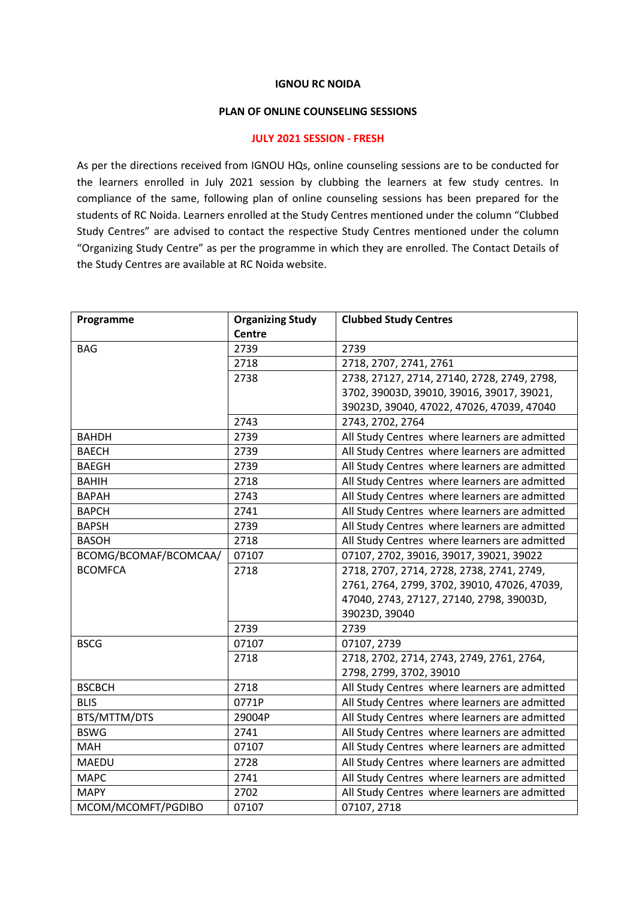**IGNOU RC NOIDA**

**PLAN OF ONLINE COUNSELING SESSIONS**

**JULY 2021 SESSION - FRESH**

As per the directions received from IGNOU HQs, online counseling sessions are to be conducted for the learners enrolled in July 2021 session by clubbing the learners at few study centres. In compliance of the same, following plan of online counseling sessions has been prepared for the students of RC Noida. Learners enrolled at the Study Centres mentioned under the column "Clubbed Study Centres" are advised to contact the respective Study Centres mentioned under the column "Organizing Study Centre" as per the programme in which they are enrolled. The Contact Details of the Study Centres are available at RC Noida website.

| Programme | Organizing Study Centre | Clubbed Study Centres |
|---|---|---|
| BAG | 2739 | 2739 |
| | 2718 | 2718, 2707, 2741, 2761 |
| | 2738 | 2738, 27127, 2714, 27140, 2728, 2749, 2798, 3702, 39003D, 39010, 39016, 39017, 39021, 39023D, 39040, 47022, 47026, 47039, 47040 |
| | 2743 | 2743, 2702, 2764 |
| BAHDH | 2739 | All Study Centres where learners are admitted |
| BAECH | 2739 | All Study Centres where learners are admitted |
| BAEGH | 2739 | All Study Centres where learners are admitted |
| BAHIH | 2718 | All Study Centres where learners are admitted |
| BAPAH | 2743 | All Study Centres where learners are admitted |
| BAPCH | 2741 | All Study Centres where learners are admitted |
| BAPSH | 2739 | All Study Centres where learners are admitted |
| BASOH | 2718 | All Study Centres where learners are admitted |
| BCOMG/BCOMAF/BCOMCAA/BCOMFCA | 07107 | 07107, 2702, 39016, 39017, 39021, 39022 |
| | 2718 | 2718, 2707, 2714, 2728, 2738, 2741, 2749, 2761, 2764, 2799, 3702, 39010, 47026, 47039, 47040, 2743, 27127, 27140, 2798, 39003D, 39023D, 39040 |
| | 2739 | 2739 |
| BSCG | 07107 | 07107, 2739 |
| | 2718 | 2718, 2702, 2714, 2743, 2749, 2761, 2764, 2798, 2799, 3702, 39010 |
| BSCBCH | 2718 | All Study Centres where learners are admitted |
| BLIS | 0771P | All Study Centres where learners are admitted |
| BTS/MTTM/DTS | 29004P | All Study Centres where learners are admitted |
| BSWG | 2741 | All Study Centres where learners are admitted |
| MAH | 07107 | All Study Centres where learners are admitted |
| MAEDU | 2728 | All Study Centres where learners are admitted |
| MAPC | 2741 | All Study Centres where learners are admitted |
| MAPY | 2702 | All Study Centres where learners are admitted |
| MCOM/MCOMFT/PGDIBO | 07107 | 07107, 2718 |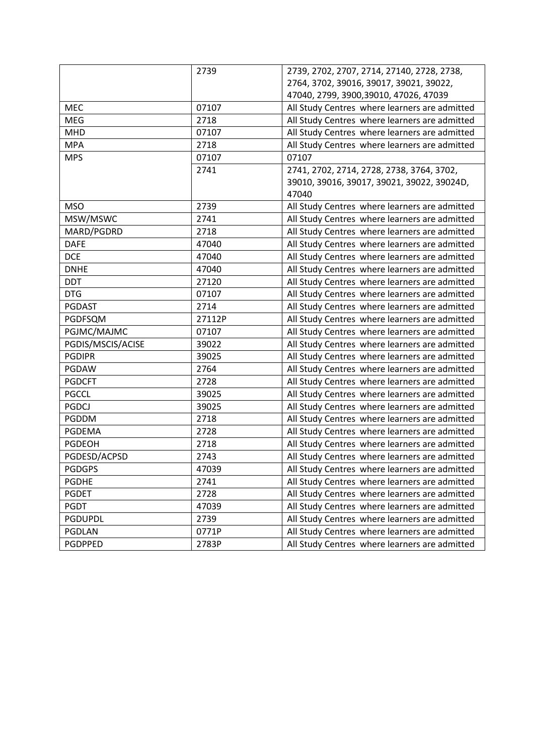| | | |
|---|---|---|
| | 2739 | 2739, 2702, 2707, 2714, 27140, 2728, 2738, 2764, 3702, 39016, 39017, 39021, 39022, 47040, 2799, 3900,39010, 47026, 47039 |
| MEC | 07107 | All Study Centres where learners are admitted |
| MEG | 2718 | All Study Centres where learners are admitted |
| MHD | 07107 | All Study Centres where learners are admitted |
| MPA | 2718 | All Study Centres where learners are admitted |
| MPS | 07107 | 07107 |
| | 2741 | 2741, 2702, 2714, 2728, 2738, 3764, 3702, 39010, 39016, 39017, 39021, 39022, 39024D, 47040 |
| MSO | 2739 | All Study Centres where learners are admitted |
| MSW/MSWC | 2741 | All Study Centres where learners are admitted |
| MARD/PGDRD | 2718 | All Study Centres where learners are admitted |
| DAFE | 47040 | All Study Centres where learners are admitted |
| DCE | 47040 | All Study Centres where learners are admitted |
| DNHE | 47040 | All Study Centres where learners are admitted |
| DDT | 27120 | All Study Centres where learners are admitted |
| DTG | 07107 | All Study Centres where learners are admitted |
| PGDAST | 2714 | All Study Centres where learners are admitted |
| PGDFSQM | 27112P | All Study Centres where learners are admitted |
| PGJMC/MAJMC | 07107 | All Study Centres where learners are admitted |
| PGDIS/MSCIS/ACISE | 39022 | All Study Centres where learners are admitted |
| PGDIPR | 39025 | All Study Centres where learners are admitted |
| PGDAW | 2764 | All Study Centres where learners are admitted |
| PGDCFT | 2728 | All Study Centres where learners are admitted |
| PGCCL | 39025 | All Study Centres where learners are admitted |
| PGDCJ | 39025 | All Study Centres where learners are admitted |
| PGDDM | 2718 | All Study Centres where learners are admitted |
| PGDEMA | 2728 | All Study Centres where learners are admitted |
| PGDEOH | 2718 | All Study Centres where learners are admitted |
| PGDESD/ACPSD | 2743 | All Study Centres where learners are admitted |
| PGDGPS | 47039 | All Study Centres where learners are admitted |
| PGDHE | 2741 | All Study Centres where learners are admitted |
| PGDET | 2728 | All Study Centres where learners are admitted |
| PGDT | 47039 | All Study Centres where learners are admitted |
| PGDUPDL | 2739 | All Study Centres where learners are admitted |
| PGDLAN | 0771P | All Study Centres where learners are admitted |
| PGDPPED | 2783P | All Study Centres where learners are admitted |